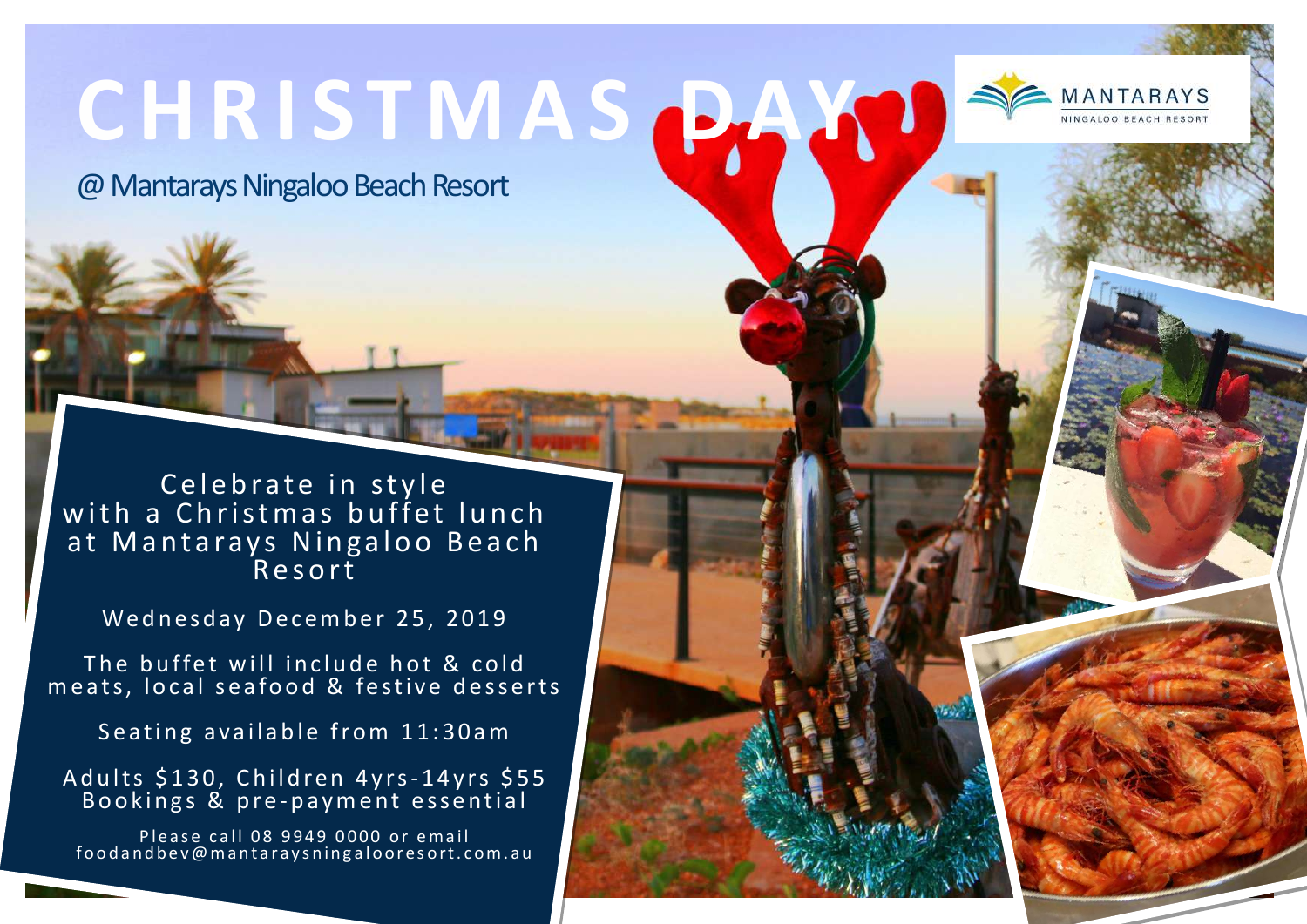# CHRISTMAS DAY

@ Mantarays Ningaloo Beach Resort

MANTARAYS
NINGALOO BEACH RESORT

Celebrate in style with a Christmas buffet lunch at Mantarays Ningaloo Beach Resort

Wednesday December 25, 2019

The buffet will include hot & cold meats, local seafood & festive desserts

Seating available from 11:30am

Adults $130, Children 4yrs-14yrs $55
Bookings & pre-payment essential

Please call 08 9949 0000 or email foodandbev@mantaraysningalooresort.com.au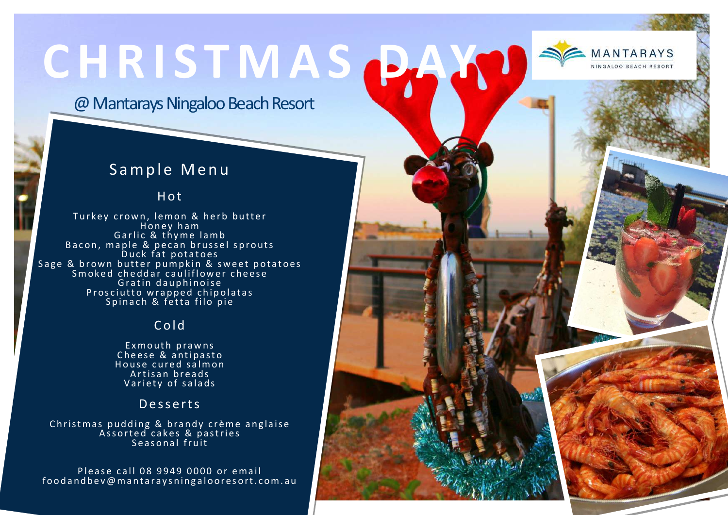# CHRISTMAS DAY

MANTARAYS
NINGALOO BEACH RESORT

## @ Mantarays Ningaloo Beach Resort

## Sample Menu

### Hot

Turkey crown, lemon & herb butter
Honey ham
Garlic & thyme lamb
Bacon, maple & pecan brussel sprouts
Duck fat potatoes
Sage & brown butter pumpkin & sweet potatoes
Smoked cheddar cauliflower cheese
Gratin dauphinoise
Prosciutto wrapped chipolatas
Spinach & fetta filo pie

### Cold

Exmouth prawns
Cheese & antipasto
House cured salmon
Artisan breads
Variety of salads

### Desserts

Christmas pudding & brandy crème anglaise
Assorted cakes & pastries
Seasonal fruit

Please call 08 9949 0000 or email
foodandbev@mantaraysningalooresort.com.au